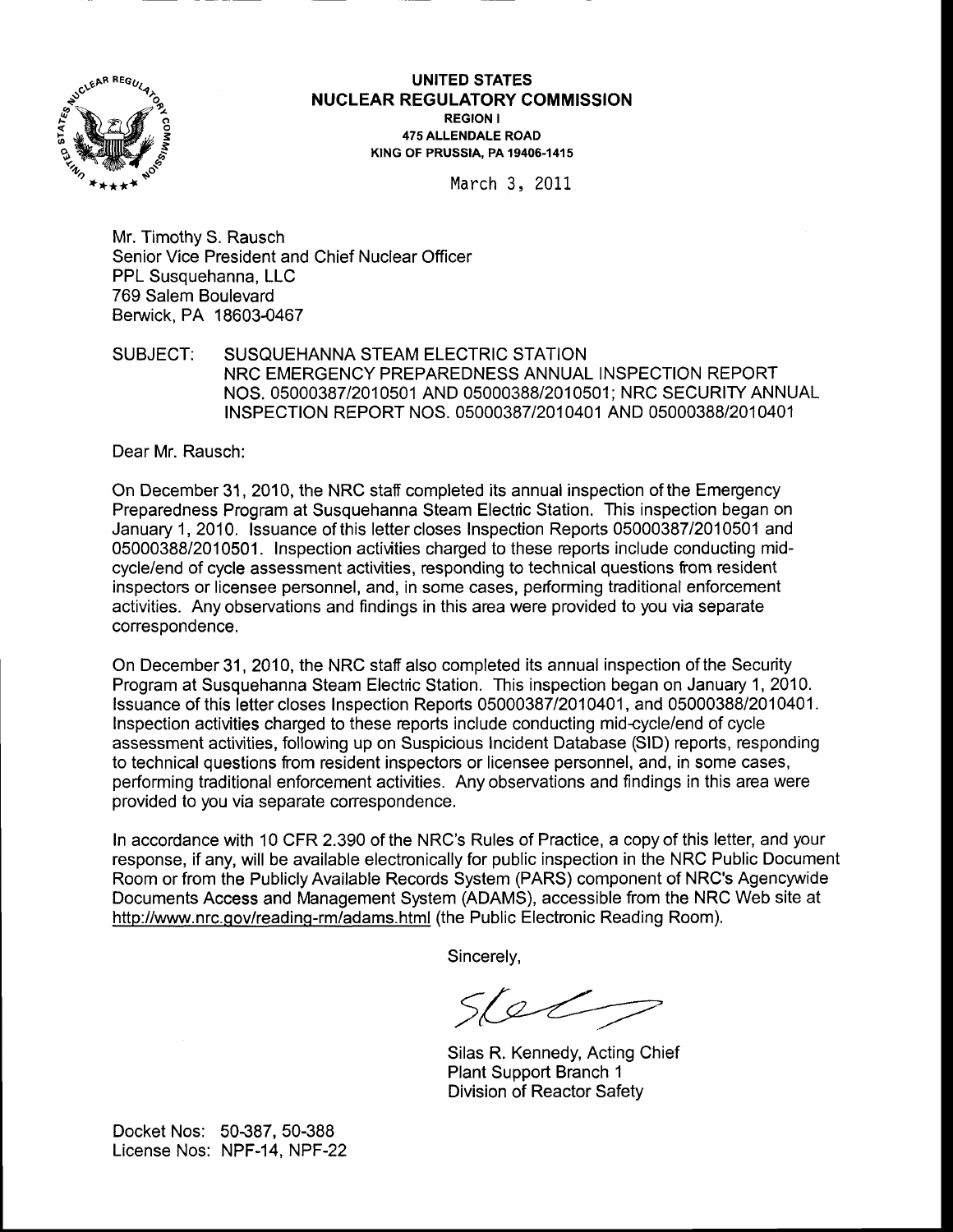**UNITED STATES**
**NUCLEAR REGULATORY COMMISSION**
**REGION I**
**475 ALLENDALE ROAD**
**KING OF PRUSSIA, PA 19406-1415**

March 3, 2011

Mr. Timothy S. Rausch
Senior Vice President and Chief Nuclear Officer
PPL Susquehanna, LLC
769 Salem Boulevard
Berwick, PA 18603-0467

SUBJECT: SUSQUEHANNA STEAM ELECTRIC STATION
NRC EMERGENCY PREPAREDNESS ANNUAL INSPECTION REPORT
NOS. 05000387/2010501 AND 05000388/2010501; NRC SECURITY ANNUAL
INSPECTION REPORT NOS. 05000387/2010401 AND 05000388/2010401

Dear Mr. Rausch:

On December 31, 2010, the NRC staff completed its annual inspection of the Emergency Preparedness Program at Susquehanna Steam Electric Station. This inspection began on January 1, 2010. Issuance of this letter closes Inspection Reports 05000387/2010501 and 05000388/2010501. Inspection activities charged to these reports include conducting mid-cycle/end of cycle assessment activities, responding to technical questions from resident inspectors or licensee personnel, and, in some cases, performing traditional enforcement activities. Any observations and findings in this area were provided to you via separate correspondence.

On December 31, 2010, the NRC staff also completed its annual inspection of the Security Program at Susquehanna Steam Electric Station. This inspection began on January 1, 2010. Issuance of this letter closes Inspection Reports 05000387/2010401, and 05000388/2010401. Inspection activities charged to these reports include conducting mid-cycle/end of cycle assessment activities, following up on Suspicious Incident Database (SID) reports, responding to technical questions from resident inspectors or licensee personnel, and, in some cases, performing traditional enforcement activities. Any observations and findings in this area were provided to you via separate correspondence.

In accordance with 10 CFR 2.390 of the NRC's Rules of Practice, a copy of this letter, and your response, if any, will be available electronically for public inspection in the NRC Public Document Room or from the Publicly Available Records System (PARS) component of NRC's Agencywide Documents Access and Management System (ADAMS), accessible from the NRC Web site at http://www.nrc.gov/reading-rm/adams.html (the Public Electronic Reading Room).

Sincerely,

Silas R. Kennedy, Acting Chief
Plant Support Branch 1
Division of Reactor Safety

Docket Nos: 50-387, 50-388
License Nos: NPF-14, NPF-22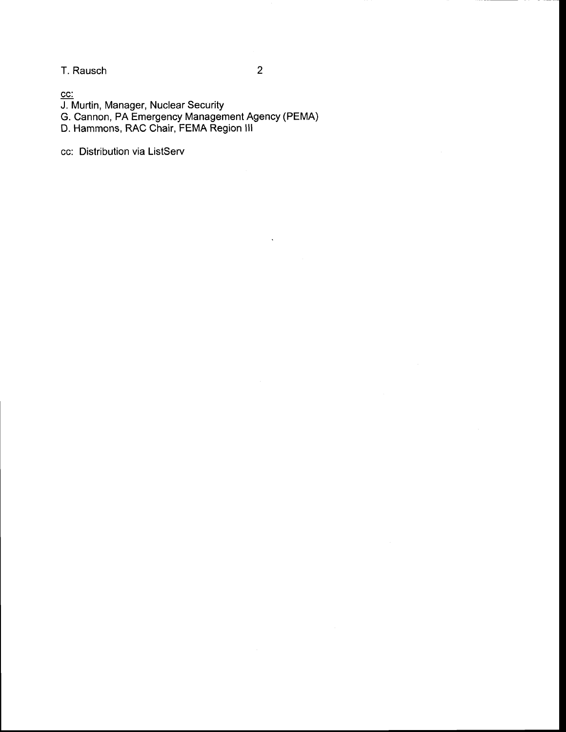cc:
J. Murtin, Manager, Nuclear Security
G. Cannon, PA Emergency Management Agency (PEMA)
D. Hammons, RAC Chair, FEMA Region III

cc: Distribution via ListServ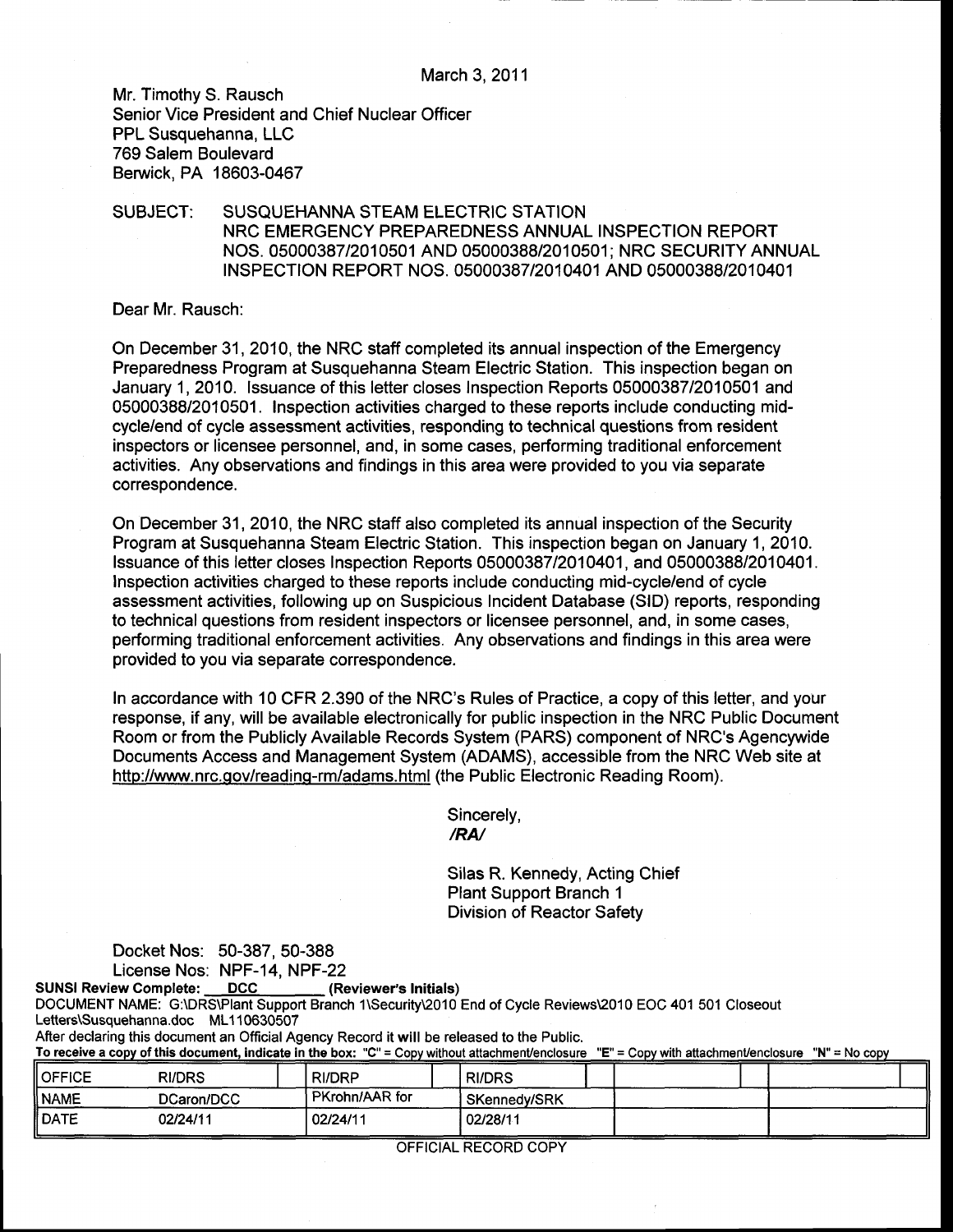March 3, 2011

Mr. Timothy S. Rausch
Senior Vice President and Chief Nuclear Officer
PPL Susquehanna, LLC
769 Salem Boulevard
Berwick, PA 18603-0467

SUBJECT: SUSQUEHANNA STEAM ELECTRIC STATION
NRC EMERGENCY PREPAREDNESS ANNUAL INSPECTION REPORT
NOS. 05000387/2010501 AND 05000388/2010501; NRC SECURITY ANNUAL
INSPECTION REPORT NOS. 05000387/2010401 AND 05000388/2010401

Dear Mr. Rausch:

On December 31, 2010, the NRC staff completed its annual inspection of the Emergency Preparedness Program at Susquehanna Steam Electric Station. This inspection began on January 1, 2010. Issuance of this letter closes Inspection Reports 05000387/2010501 and 05000388/2010501. Inspection activities charged to these reports include conducting mid-cycle/end of cycle assessment activities, responding to technical questions from resident inspectors or licensee personnel, and, in some cases, performing traditional enforcement activities. Any observations and findings in this area were provided to you via separate correspondence.

On December 31, 2010, the NRC staff also completed its annual inspection of the Security Program at Susquehanna Steam Electric Station. This inspection began on January 1, 2010. Issuance of this letter closes Inspection Reports 05000387/2010401, and 05000388/2010401. Inspection activities charged to these reports include conducting mid-cycle/end of cycle assessment activities, following up on Suspicious Incident Database (SID) reports, responding to technical questions from resident inspectors or licensee personnel, and, in some cases, performing traditional enforcement activities. Any observations and findings in this area were provided to you via separate correspondence.

In accordance with 10 CFR 2.390 of the NRC's Rules of Practice, a copy of this letter, and your response, if any, will be available electronically for public inspection in the NRC Public Document Room or from the Publicly Available Records System (PARS) component of NRC's Agencywide Documents Access and Management System (ADAMS), accessible from the NRC Web site at http://www.nrc.gov/reading-rm/adams.html (the Public Electronic Reading Room).

Sincerely,
***/RA/***

Silas R. Kennedy, Acting Chief
Plant Support Branch 1
Division of Reactor Safety

Docket Nos: 50-387, 50-388
License Nos: NPF-14, NPF-22

**SUNSI Review Complete: DCC (Reviewer's Initials)**

DOCUMENT NAME: G:\DRS\Plant Support Branch 1\Security\2010 End of Cycle Reviews\2010 EOC 401 501 Closeout Letters\Susquehanna.doc ML110630507

After declaring this document an Official Agency Record it will be released to the Public.

**To receive a copy of this document, indicate in the box: "C" = Copy without attachment/enclosure "E" = Copy with attachment/enclosure "N" = No copy**

| OFFICE | RI/DRS | RI/DRP | RI/DRS | | |
|---|---|---|---|---|---|
| NAME | DCaron/DCC | PKrohn/AAR for | SKennedy/SRK | | |
| DATE | 02/24/11 | 02/24/11 | 02/28/11 | | |

OFFICIAL RECORD COPY